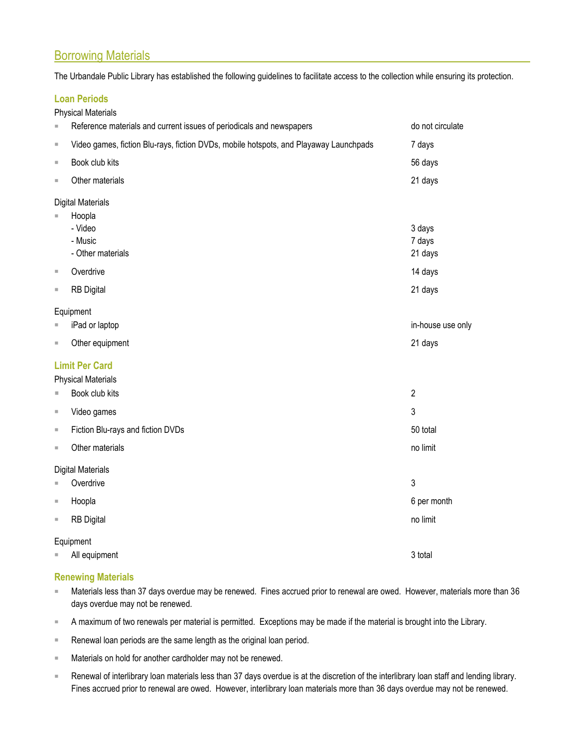## Borrowing Materials

The Urbandale Public Library has established the following guidelines to facilitate access to the collection while ensuring its protection.

### Loan Periods

Physical Materials

| Item | Loan Period |
|---|---|
| Reference materials and current issues of periodicals and newspapers | do not circulate |
| Video games, fiction Blu-rays, fiction DVDs, mobile hotspots, and Playaway Launchpads | 7 days |
| Book club kits | 56 days |
| Other materials | 21 days |

Digital Materials

| Item | Loan Period |
|---|---|
| Hoopla | |
| - Video | 3 days |
| - Music | 7 days |
| - Other materials | 21 days |
| Overdrive | 14 days |
| RB Digital | 21 days |

Equipment

| Item | Loan Period |
|---|---|
| iPad or laptop | in-house use only |
| Other equipment | 21 days |

### Limit Per Card

Physical Materials

| Item | Limit |
|---|---|
| Book club kits | 2 |
| Video games | 3 |
| Fiction Blu-rays and fiction DVDs | 50 total |
| Other materials | no limit |

Digital Materials

| Item | Limit |
|---|---|
| Overdrive | 3 |
| Hoopla | 6 per month |
| RB Digital | no limit |

Equipment

| Item | Limit |
|---|---|
| All equipment | 3 total |

### Renewing Materials

- Materials less than 37 days overdue may be renewed. Fines accrued prior to renewal are owed. However, materials more than 36 days overdue may not be renewed.
- A maximum of two renewals per material is permitted. Exceptions may be made if the material is brought into the Library.
- Renewal loan periods are the same length as the original loan period.
- Materials on hold for another cardholder may not be renewed.
- Renewal of interlibrary loan materials less than 37 days overdue is at the discretion of the interlibrary loan staff and lending library. Fines accrued prior to renewal are owed. However, interlibrary loan materials more than 36 days overdue may not be renewed.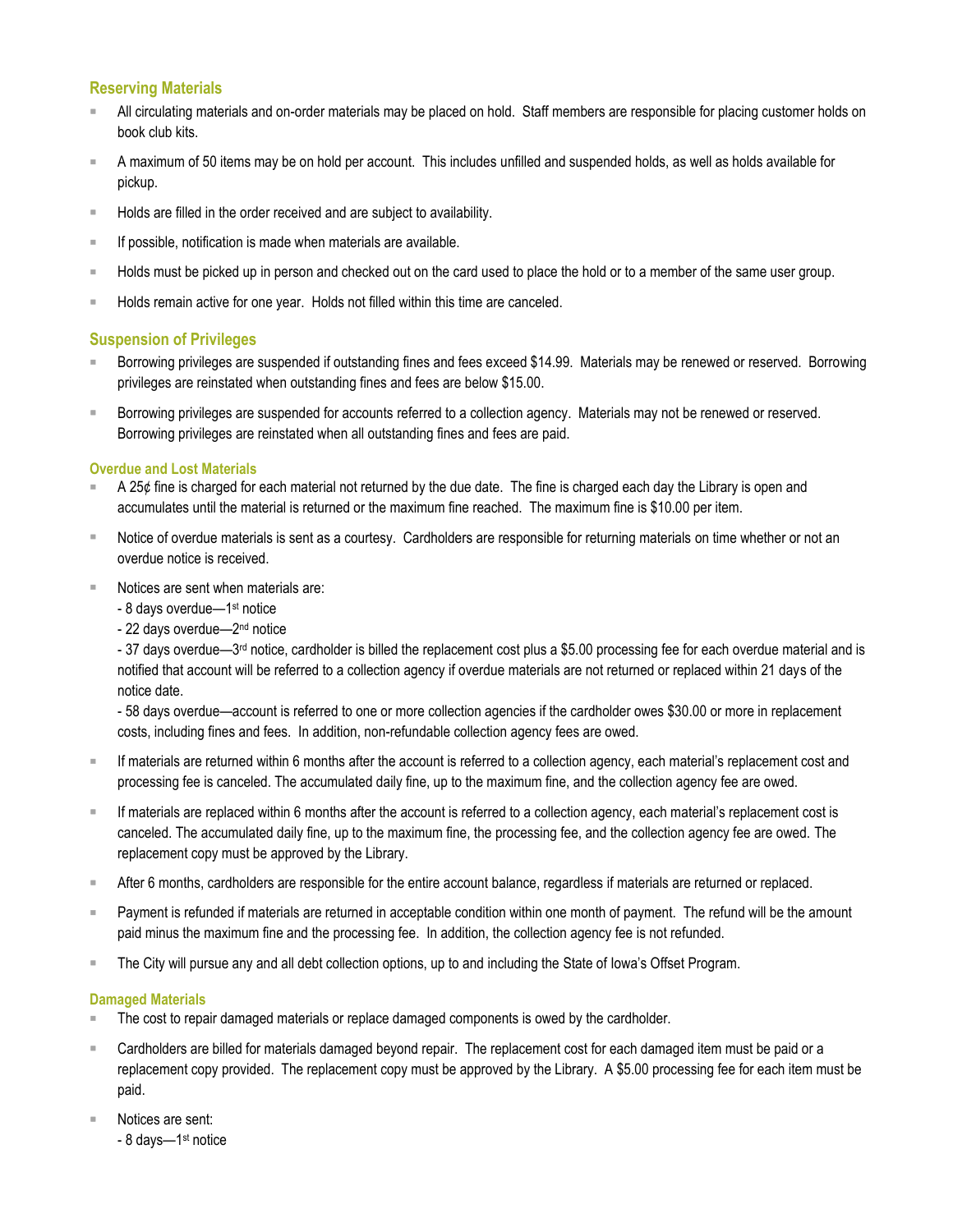## Reserving Materials

- All circulating materials and on-order materials may be placed on hold. Staff members are responsible for placing customer holds on book club kits.
- A maximum of 50 items may be on hold per account. This includes unfilled and suspended holds, as well as holds available for pickup.
- Holds are filled in the order received and are subject to availability.
- If possible, notification is made when materials are available.
- Holds must be picked up in person and checked out on the card used to place the hold or to a member of the same user group.
- Holds remain active for one year. Holds not filled within this time are canceled.

## Suspension of Privileges

- Borrowing privileges are suspended if outstanding fines and fees exceed $14.99. Materials may be renewed or reserved. Borrowing privileges are reinstated when outstanding fines and fees are below $15.00.
- Borrowing privileges are suspended for accounts referred to a collection agency. Materials may not be renewed or reserved. Borrowing privileges are reinstated when all outstanding fines and fees are paid.

### Overdue and Lost Materials

- A 25¢ fine is charged for each material not returned by the due date. The fine is charged each day the Library is open and accumulates until the material is returned or the maximum fine reached. The maximum fine is $10.00 per item.
- Notice of overdue materials is sent as a courtesy. Cardholders are responsible for returning materials on time whether or not an overdue notice is received.
- Notices are sent when materials are:
  - 8 days overdue—1st notice
  - 22 days overdue—2nd notice
  - 37 days overdue—3rd notice, cardholder is billed the replacement cost plus a $5.00 processing fee for each overdue material and is notified that account will be referred to a collection agency if overdue materials are not returned or replaced within 21 days of the notice date.
  - 58 days overdue—account is referred to one or more collection agencies if the cardholder owes $30.00 or more in replacement costs, including fines and fees. In addition, non-refundable collection agency fees are owed.
- If materials are returned within 6 months after the account is referred to a collection agency, each material's replacement cost and processing fee is canceled. The accumulated daily fine, up to the maximum fine, and the collection agency fee are owed.
- If materials are replaced within 6 months after the account is referred to a collection agency, each material's replacement cost is canceled. The accumulated daily fine, up to the maximum fine, the processing fee, and the collection agency fee are owed. The replacement copy must be approved by the Library.
- After 6 months, cardholders are responsible for the entire account balance, regardless if materials are returned or replaced.
- Payment is refunded if materials are returned in acceptable condition within one month of payment. The refund will be the amount paid minus the maximum fine and the processing fee. In addition, the collection agency fee is not refunded.
- The City will pursue any and all debt collection options, up to and including the State of Iowa's Offset Program.

### Damaged Materials

- The cost to repair damaged materials or replace damaged components is owed by the cardholder.
- Cardholders are billed for materials damaged beyond repair. The replacement cost for each damaged item must be paid or a replacement copy provided. The replacement copy must be approved by the Library. A $5.00 processing fee for each item must be paid.
- Notices are sent:
  - 8 days—1st notice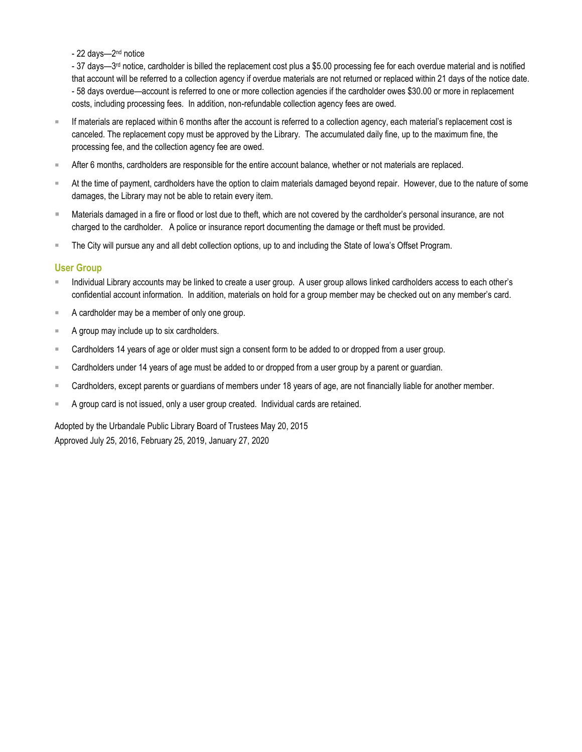- 22 days—2nd notice

- 37 days—3rd notice, cardholder is billed the replacement cost plus a $5.00 processing fee for each overdue material and is notified that account will be referred to a collection agency if overdue materials are not returned or replaced within 21 days of the notice date.

- 58 days overdue—account is referred to one or more collection agencies if the cardholder owes $30.00 or more in replacement costs, including processing fees. In addition, non-refundable collection agency fees are owed.

- If materials are replaced within 6 months after the account is referred to a collection agency, each material's replacement cost is canceled. The replacement copy must be approved by the Library. The accumulated daily fine, up to the maximum fine, the processing fee, and the collection agency fee are owed.
- After 6 months, cardholders are responsible for the entire account balance, whether or not materials are replaced.
- At the time of payment, cardholders have the option to claim materials damaged beyond repair. However, due to the nature of some damages, the Library may not be able to retain every item.
- Materials damaged in a fire or flood or lost due to theft, which are not covered by the cardholder's personal insurance, are not charged to the cardholder. A police or insurance report documenting the damage or theft must be provided.
- The City will pursue any and all debt collection options, up to and including the State of Iowa's Offset Program.

## User Group

- Individual Library accounts may be linked to create a user group. A user group allows linked cardholders access to each other's confidential account information. In addition, materials on hold for a group member may be checked out on any member's card.
- A cardholder may be a member of only one group.
- A group may include up to six cardholders.
- Cardholders 14 years of age or older must sign a consent form to be added to or dropped from a user group.
- Cardholders under 14 years of age must be added to or dropped from a user group by a parent or guardian.
- Cardholders, except parents or guardians of members under 18 years of age, are not financially liable for another member.
- A group card is not issued, only a user group created. Individual cards are retained.

Adopted by the Urbandale Public Library Board of Trustees May 20, 2015
Approved July 25, 2016, February 25, 2019, January 27, 2020